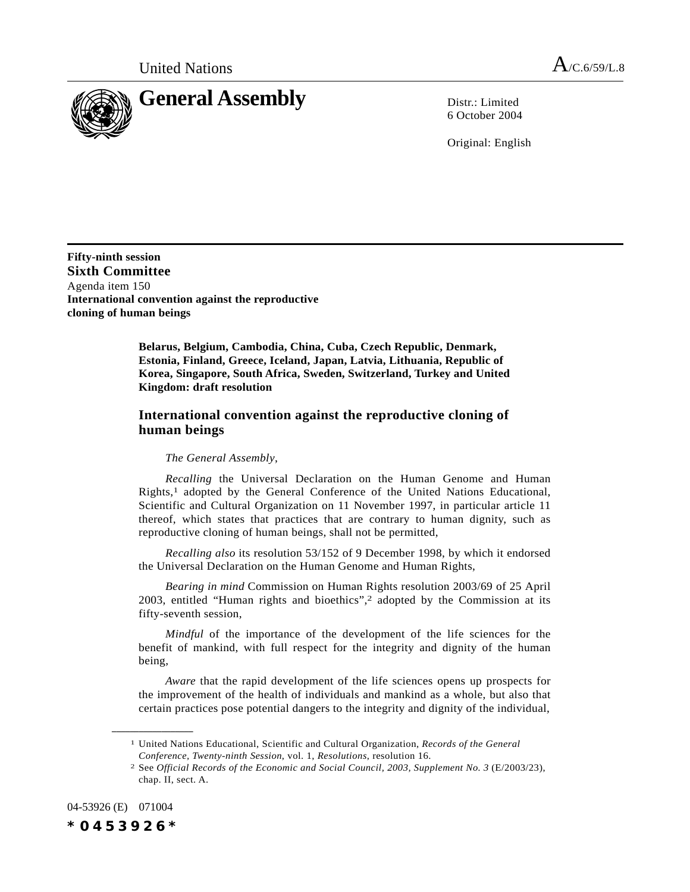United Nations

A/C.6/59/L.8

# General Assembly

Distr.: Limited
6 October 2004

Original: English

**Fifty-ninth session**
**Sixth Committee**
Agenda item 150
**International convention against the reproductive cloning of human beings**

**Belarus, Belgium, Cambodia, China, Cuba, Czech Republic, Denmark, Estonia, Finland, Greece, Iceland, Japan, Latvia, Lithuania, Republic of Korea, Singapore, South Africa, Sweden, Switzerland, Turkey and United Kingdom: draft resolution**

## International convention against the reproductive cloning of human beings

*The General Assembly*,

*Recalling* the Universal Declaration on the Human Genome and Human Rights,[1] adopted by the General Conference of the United Nations Educational, Scientific and Cultural Organization on 11 November 1997, in particular article 11 thereof, which states that practices that are contrary to human dignity, such as reproductive cloning of human beings, shall not be permitted,

*Recalling also* its resolution 53/152 of 9 December 1998, by which it endorsed the Universal Declaration on the Human Genome and Human Rights,

*Bearing in mind* Commission on Human Rights resolution 2003/69 of 25 April 2003, entitled "Human rights and bioethics",[2] adopted by the Commission at its fifty-seventh session,

*Mindful* of the importance of the development of the life sciences for the benefit of mankind, with full respect for the integrity and dignity of the human being,

*Aware* that the rapid development of the life sciences opens up prospects for the improvement of the health of individuals and mankind as a whole, but also that certain practices pose potential dangers to the integrity and dignity of the individual,

[1] United Nations Educational, Scientific and Cultural Organization, *Records of the General Conference, Twenty-ninth Session*, vol. 1, *Resolutions*, resolution 16.

[2] See *Official Records of the Economic and Social Council, 2003, Supplement No. 3* (E/2003/23), chap. II, sect. A.

04-53926 (E) 071004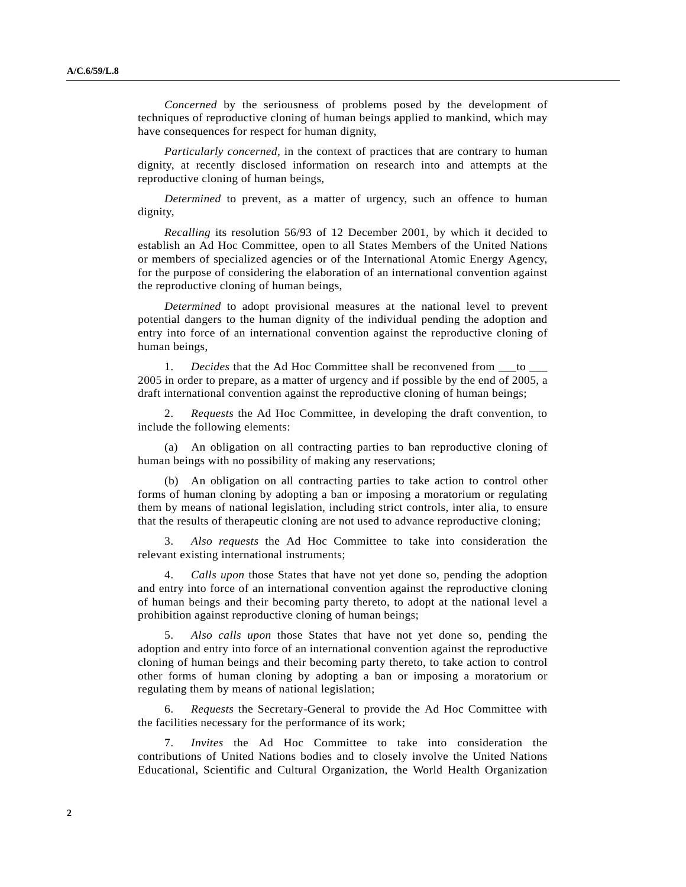*Concerned* by the seriousness of problems posed by the development of techniques of reproductive cloning of human beings applied to mankind, which may have consequences for respect for human dignity,

*Particularly concerned*, in the context of practices that are contrary to human dignity, at recently disclosed information on research into and attempts at the reproductive cloning of human beings,

*Determined* to prevent, as a matter of urgency, such an offence to human dignity,

*Recalling* its resolution 56/93 of 12 December 2001, by which it decided to establish an Ad Hoc Committee, open to all States Members of the United Nations or members of specialized agencies or of the International Atomic Energy Agency, for the purpose of considering the elaboration of an international convention against the reproductive cloning of human beings,

*Determined* to adopt provisional measures at the national level to prevent potential dangers to the human dignity of the individual pending the adoption and entry into force of an international convention against the reproductive cloning of human beings,

1. *Decides* that the Ad Hoc Committee shall be reconvened from ___to ___ 2005 in order to prepare, as a matter of urgency and if possible by the end of 2005, a draft international convention against the reproductive cloning of human beings;

2. *Requests* the Ad Hoc Committee, in developing the draft convention, to include the following elements:

(a) An obligation on all contracting parties to ban reproductive cloning of human beings with no possibility of making any reservations;

(b) An obligation on all contracting parties to take action to control other forms of human cloning by adopting a ban or imposing a moratorium or regulating them by means of national legislation, including strict controls, inter alia, to ensure that the results of therapeutic cloning are not used to advance reproductive cloning;

3. *Also requests* the Ad Hoc Committee to take into consideration the relevant existing international instruments;

4. *Calls upon* those States that have not yet done so, pending the adoption and entry into force of an international convention against the reproductive cloning of human beings and their becoming party thereto, to adopt at the national level a prohibition against reproductive cloning of human beings;

5. *Also calls upon* those States that have not yet done so, pending the adoption and entry into force of an international convention against the reproductive cloning of human beings and their becoming party thereto, to take action to control other forms of human cloning by adopting a ban or imposing a moratorium or regulating them by means of national legislation;

6. *Requests* the Secretary-General to provide the Ad Hoc Committee with the facilities necessary for the performance of its work;

7. *Invites* the Ad Hoc Committee to take into consideration the contributions of United Nations bodies and to closely involve the United Nations Educational, Scientific and Cultural Organization, the World Health Organization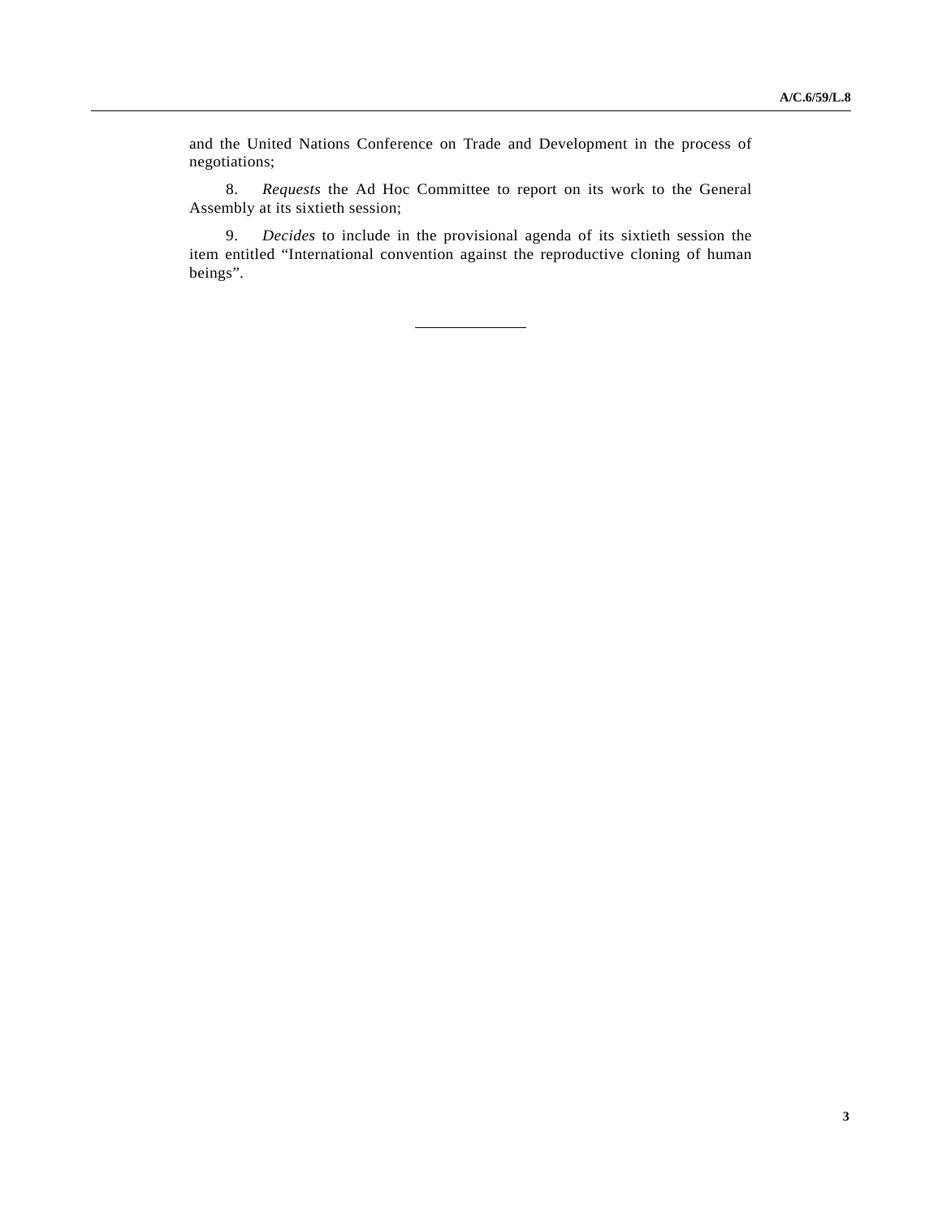and the United Nations Conference on Trade and Development in the process of negotiations;

8. *Requests* the Ad Hoc Committee to report on its work to the General Assembly at its sixtieth session;

9. *Decides* to include in the provisional agenda of its sixtieth session the item entitled "International convention against the reproductive cloning of human beings".